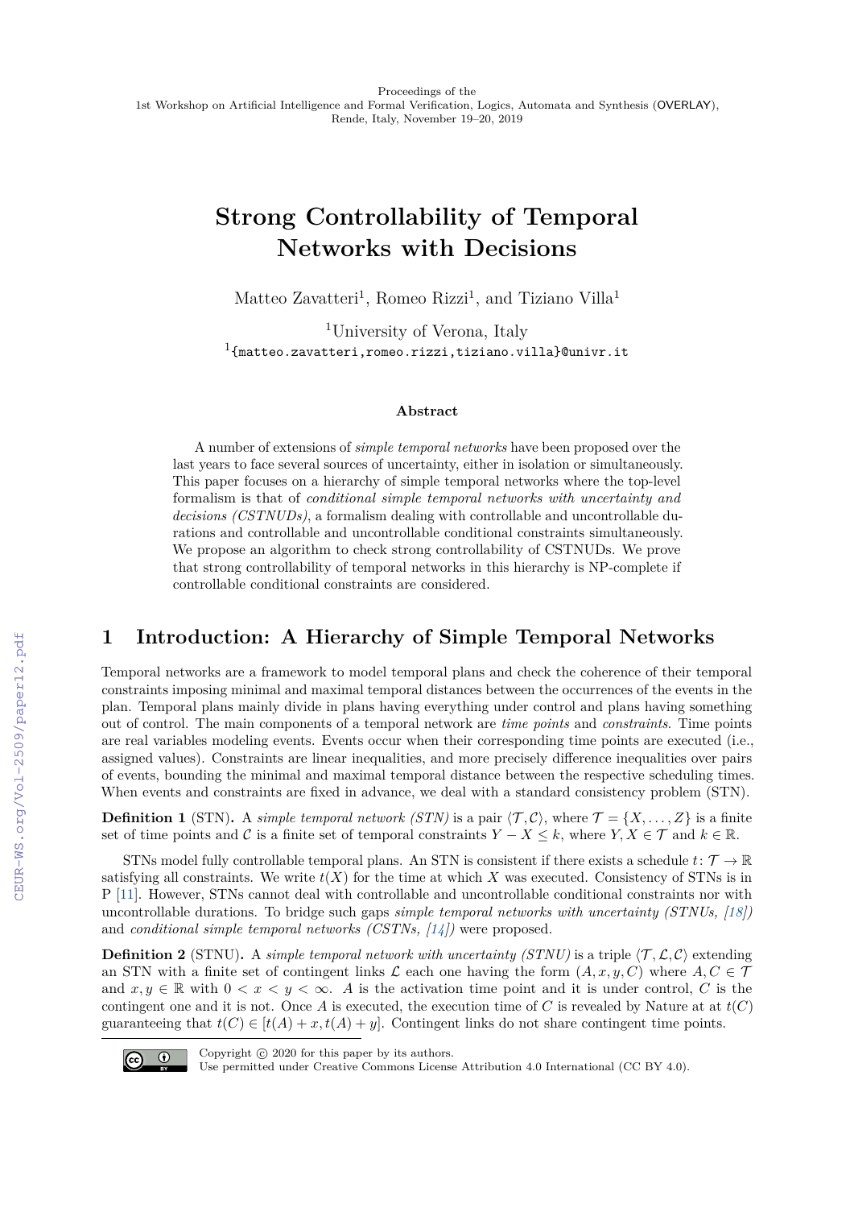Proceedings of the
1st Workshop on Artificial Intelligence and Formal Verification, Logics, Automata and Synthesis (OVERLAY),
Rende, Italy, November 19–20, 2019

# Strong Controllability of Temporal Networks with Decisions

Matteo Zavatteri[1], Romeo Rizzi[1], and Tiziano Villa[1]

[1]University of Verona, Italy
[1]{matteo.zavatteri,romeo.rizzi,tiziano.villa}@univr.it

### Abstract

A number of extensions of *simple temporal networks* have been proposed over the last years to face several sources of uncertainty, either in isolation or simultaneously. This paper focuses on a hierarchy of simple temporal networks where the top-level formalism is that of *conditional simple temporal networks with uncertainty and decisions (CSTNUDs)*, a formalism dealing with controllable and uncontrollable durations and controllable and uncontrollable conditional constraints simultaneously. We propose an algorithm to check strong controllability of CSTNUDs. We prove that strong controllability of temporal networks in this hierarchy is NP-complete if controllable conditional constraints are considered.

## 1 Introduction: A Hierarchy of Simple Temporal Networks

Temporal networks are a framework to model temporal plans and check the coherence of their temporal constraints imposing minimal and maximal temporal distances between the occurrences of the events in the plan. Temporal plans mainly divide in plans having everything under control and plans having something out of control. The main components of a temporal network are *time points* and *constraints*. Time points are real variables modeling events. Events occur when their corresponding time points are executed (i.e., assigned values). Constraints are linear inequalities, and more precisely difference inequalities over pairs of events, bounding the minimal and maximal temporal distance between the respective scheduling times. When events and constraints are fixed in advance, we deal with a standard consistency problem (STN).

**Definition 1** (STN)**.** A *simple temporal network (STN)* is a pair $\langle \mathcal{T}, \mathcal{C} \rangle$, where $\mathcal{T} = \{X, \dots, Z\}$ is a finite set of time points and $\mathcal{C}$ is a finite set of temporal constraints $Y - X \leq k$, where $Y, X \in \mathcal{T}$ and $k \in \mathbb{R}$.

STNs model fully controllable temporal plans. An STN is consistent if there exists a schedule $t \colon \mathcal{T} \to \mathbb{R}$ satisfying all constraints. We write $t(X)$ for the time at which $X$ was executed. Consistency of STNs is in P [11]. However, STNs cannot deal with controllable and uncontrollable conditional constraints nor with uncontrollable durations. To bridge such gaps *simple temporal networks with uncertainty (STNUs, [18])* and *conditional simple temporal networks (CSTNs, [14])* were proposed.

**Definition 2** (STNU)**.** A *simple temporal network with uncertainty (STNU)* is a triple $\langle \mathcal{T}, \mathcal{L}, \mathcal{C} \rangle$ extending an STN with a finite set of contingent links $\mathcal{L}$ each one having the form $(A, x, y, C)$ where $A, C \in \mathcal{T}$ and $x, y \in \mathbb{R}$ with $0 < x < y < \infty$. $A$ is the activation time point and it is under control, $C$ is the contingent one and it is not. Once $A$ is executed, the execution time of $C$ is revealed by Nature at at $t(C)$ guaranteeing that $t(C) \in [t(A) + x, t(A) + y]$. Contingent links do not share contingent time points.

Copyright © 2020 for this paper by its authors.
Use permitted under Creative Commons License Attribution 4.0 International (CC BY 4.0).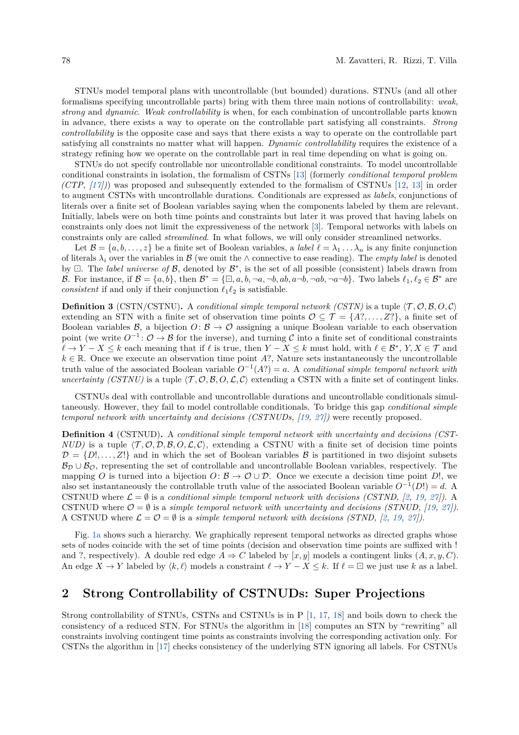STNUs model temporal plans with uncontrollable (but bounded) durations. STNUs (and all other formalisms specifying uncontrollable parts) bring with them three main notions of controllability: *weak, strong* and *dynamic*. *Weak controllability* is when, for each combination of uncontrollable parts known in advance, there exists a way to operate on the controllable part satisfying all constraints. *Strong controllability* is the opposite case and says that there exists a way to operate on the controllable part satisfying all constraints no matter what will happen. *Dynamic controllability* requires the existence of a strategy refining how we operate on the controllable part in real time depending on what is going on.

STNUs do not specify controllable nor uncontrollable conditional constraints. To model uncontrollable conditional constraints in isolation, the formalism of CSTNs [13] (formerly *conditional temporal problem (CTP, [17])*) was proposed and subsequently extended to the formalism of CSTNUs [12, 13] in order to augment CSTNs with uncontrollable durations. Conditionals are expressed as *labels*, conjunctions of literals over a finite set of Boolean variables saying when the components labeled by them are relevant. Initially, labels were on both time points and constraints but later it was proved that having labels on constraints only does not limit the expressiveness of the network [3]. Temporal networks with labels on constraints only are called *streamlined*. In what follows, we will only consider streamlined networks.

Let $\mathcal{B} = \{a, b, \ldots, z\}$ be a finite set of Boolean variables, a *label* $\ell = \lambda_1 \ldots \lambda_n$ is any finite conjunction of literals $\lambda_i$ over the variables in $\mathcal{B}$ (we omit the $\wedge$ connective to ease reading). The *empty label* is denoted by $\boxdot$. The *label universe of* $\mathcal{B}$, denoted by $\mathcal{B}^*$, is the set of all possible (consistent) labels drawn from $\mathcal{B}$. For instance, if $\mathcal{B} = \{a, b\}$, then $\mathcal{B}^* = \{\boxdot, a, b, \neg a, \neg b, ab, a\neg b, \neg ab, \neg a\neg b\}$. Two labels $\ell_1, \ell_2 \in \mathcal{B}^*$ are *consistent* if and only if their conjunction $\ell_1\ell_2$ is satisfiable.

**Definition 3** (CSTN/CSTNU)**.** A *conditional simple temporal network (CSTN)* is a tuple $\langle \mathcal{T}, \mathcal{O}, \mathcal{B}, O, \mathcal{C}\rangle$ extending an STN with a finite set of observation time points $\mathcal{O} \subseteq \mathcal{T} = \{A?, \ldots, Z?\}$, a finite set of Boolean variables $\mathcal{B}$, a bijection $O\colon \mathcal{B} \to \mathcal{O}$ assigning a unique Boolean variable to each observation point (we write $O^{-1}\colon \mathcal{O} \to \mathcal{B}$ for the inverse), and turning $\mathcal{C}$ into a finite set of conditional constraints $\ell \to Y - X \leq k$ each meaning that if $\ell$ is true, then $Y - X \leq k$ must hold, with $\ell \in \mathcal{B}^*$, $Y, X \in \mathcal{T}$ and $k \in \mathbb{R}$. Once we execute an observation time point $A?$, Nature sets instantaneously the uncontrollable truth value of the associated Boolean variable $O^{-1}(A?) = a$. A *conditional simple temporal network with uncertainty (CSTNU)* is a tuple $\langle \mathcal{T}, \mathcal{O}, \mathcal{B}, O, \mathcal{L}, \mathcal{C}\rangle$ extending a CSTN with a finite set of contingent links.

CSTNUs deal with controllable and uncontrollable durations and uncontrollable conditionals simultaneously. However, they fail to model controllable conditionals. To bridge this gap *conditional simple temporal network with uncertainty and decisions (CSTNUDs, [19, 27])* were recently proposed.

**Definition 4** (CSTNUD)**.** A *conditional simple temporal network with uncertainty and decisions (CSTNUD)* is a tuple $\langle \mathcal{T}, \mathcal{O}, \mathcal{D}, \mathcal{B}, O, \mathcal{L}, \mathcal{C}\rangle$, extending a CSTNU with a finite set of decision time points $\mathcal{D} = \{D!, \ldots, Z!\}$ and in which the set of Boolean variables $\mathcal{B}$ is partitioned in two disjoint subsets $\mathcal{B}_{\mathcal{D}} \cup \mathcal{B}_{\mathcal{O}}$, representing the set of controllable and uncontrollable Boolean variables, respectively. The mapping $O$ is turned into a bijection $O\colon \mathcal{B} \to \mathcal{O} \cup \mathcal{D}$. Once we execute a decision time point $D!$, we also set instantaneously the controllable truth value of the associated Boolean variable $O^{-1}(D!) = d$. A CSTNUD where $\mathcal{L} = \emptyset$ is a *conditional simple temporal network with decisions (CSTND, [2, 19, 27])*. A CSTNUD where $\mathcal{O} = \emptyset$ is a *simple temporal network with uncertainty and decisions (STNUD, [19, 27])*. A CSTNUD where $\mathcal{L} = \mathcal{O} = \emptyset$ is a *simple temporal network with decisions (STND, [2, 19, 27])*.

Fig. 1a shows such a hierarchy. We graphically represent temporal networks as directed graphs whose sets of nodes coincide with the set of time points (decision and observation time points are suffixed with ! and ?, respectively). A double red edge $A \Rightarrow C$ labeled by $[x, y]$ models a contingent links $(A, x, y, C)$. An edge $X \to Y$ labeled by $\langle k, \ell\rangle$ models a constraint $\ell \to Y - X \leq k$. If $\ell = \boxdot$ we just use $k$ as a label.

## 2 Strong Controllability of CSTNUDs: Super Projections

Strong controllability of STNUs, CSTNs and CSTNUs is in P [1, 17, 18] and boils down to check the consistency of a reduced STN. For STNUs the algorithm in [18] computes an STN by "rewriting" all constraints involving contingent time points as constraints involving the corresponding activation only. For CSTNs the algorithm in [17] checks consistency of the underlying STN ignoring all labels. For CSTNUs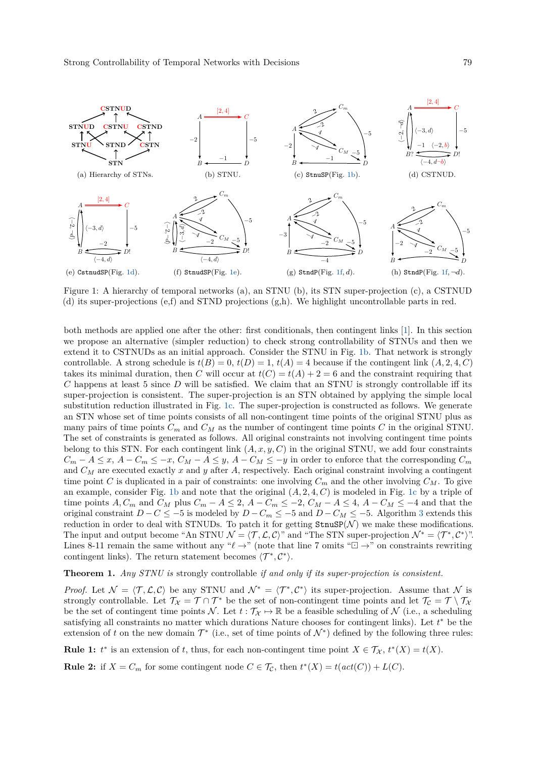Figure 1: A hierarchy of temporal networks (a), an STNU (b), its STN super-projection (c), a CSTNUD (d) its super-projections (e,f) and STND projections (g,h). We highlight uncontrollable parts in red.

both methods are applied one after the other: first conditionals, then contingent links [1]. In this section we propose an alternative (simpler reduction) to check strong controllability of STNUs and then we extend it to CSTNUDs as an initial approach. Consider the STNU in Fig. 1b. That network is strongly controllable. A strong schedule is $t(B) = 0$, $t(D) = 1$, $t(A) = 4$ because if the contingent link $(A, 2, 4, C)$ takes its minimal duration, then $C$ will occur at $t(C) = t(A) + 2 = 6$ and the constraint requiring that $C$ happens at least 5 since $D$ will be satisfied. We claim that an STNU is strongly controllable iff its super-projection is consistent. The super-projection is an STN obtained by applying the simple local substitution reduction illustrated in Fig. 1c. The super-projection is constructed as follows. We generate an STN whose set of time points consists of all non-contingent time points of the original STNU plus as many pairs of time points $C_m$ and $C_M$ as the number of contingent time points $C$ in the original STNU. The set of constraints is generated as follows. All original constraints not involving contingent time points belong to this STN. For each contingent link $(A, x, y, C)$ in the original STNU, we add four constraints $C_m - A \leq x$, $A - C_m \leq -x$, $C_M - A \leq y$, $A - C_M \leq -y$ in order to enforce that the corresponding $C_m$ and $C_M$ are executed exactly $x$ and $y$ after $A$, respectively. Each original constraint involving a contingent time point $C$ is duplicated in a pair of constraints: one involving $C_m$ and the other involving $C_M$. To give an example, consider Fig. 1b and note that the original $(A, 2, 4, C)$ is modeled in Fig. 1c by a triple of time points $A, C_m$ and $C_M$ plus $C_m - A \leq 2$, $A - C_m \leq -2$, $C_M - A \leq 4$, $A - C_M \leq -4$ and that the original constraint $D - C \leq -5$ is modeled by $D - C_m \leq -5$ and $D - C_M \leq -5$. Algorithm 3 extends this reduction in order to deal with STNUDs. To patch it for getting $\texttt{StnuSP}(\mathcal{N})$ we make these modifications. The input and output become "An STNU $\mathcal{N} = \langle \mathcal{T}, \mathcal{L}, \mathcal{C} \rangle$" and "The STN super-projection $\mathcal{N}^* = \langle \mathcal{T}^*, \mathcal{C}^* \rangle$". Lines 8-11 remain the same without any "$\ell \rightarrow$" (note that line 7 omits "$\boxdot \rightarrow$" on constraints rewriting contingent links). The return statement becomes $\langle \mathcal{T}^*, \mathcal{C}^* \rangle$.

**Theorem 1.** *Any STNU is* strongly controllable *if and only if its super-projection is consistent.*

*Proof.* Let $\mathcal{N} = \langle \mathcal{T}, \mathcal{L}, \mathcal{C} \rangle$ be any STNU and $\mathcal{N}^* = \langle \mathcal{T}^*, \mathcal{C}^* \rangle$ its super-projection. Assume that $\mathcal{N}$ is strongly controllable. Let $\mathcal{T}_{\mathcal{X}} = \mathcal{T} \cap \mathcal{T}^*$ be the set of non-contingent time points and let $\mathcal{T}_{\mathcal{C}} = \mathcal{T} \setminus \mathcal{T}_{\mathcal{X}}$ be the set of contingent time points $\mathcal{N}$. Let $t : \mathcal{T}_{\mathcal{X}} \mapsto \mathbb{R}$ be a feasible scheduling of $\mathcal{N}$ (i.e., a scheduling satisfying all constraints no matter which durations Nature chooses for contingent links). Let $t^*$ be the extension of $t$ on the new domain $\mathcal{T}^*$ (i.e., set of time points of $\mathcal{N}^*$) defined by the following three rules:

**Rule 1:** $t^*$ is an extension of $t$, thus, for each non-contingent time point $X \in \mathcal{T}_{\mathcal{X}}$, $t^*(X) = t(X)$.

**Rule 2:** if $X = C_m$ for some contingent node $C \in \mathcal{T}_{\mathcal{C}}$, then $t^*(X) = t(act(C)) + L(C)$.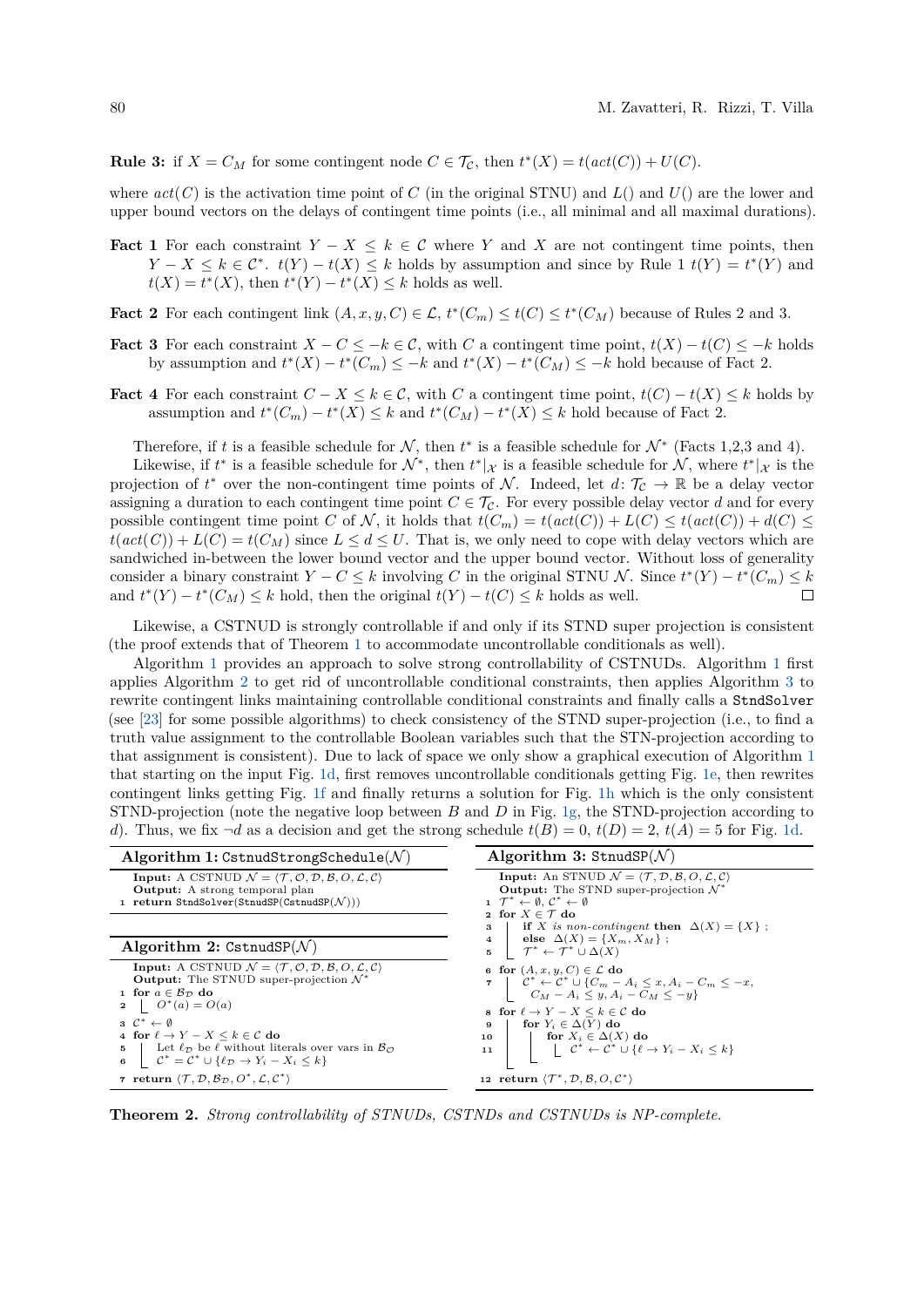**Rule 3:** if $X = C_M$ for some contingent node $C \in \mathcal{T}_\mathcal{C}$, then $t^*(X) = t(act(C)) + U(C)$.

where $act(C)$ is the activation time point of $C$ (in the original STNU) and $L()$ and $U()$ are the lower and upper bound vectors on the delays of contingent time points (i.e., all minimal and all maximal durations).

**Fact 1** For each constraint $Y - X \le k \in \mathcal{C}$ where $Y$ and $X$ are not contingent time points, then $Y - X \le k \in \mathcal{C}^*$. $t(Y) - t(X) \le k$ holds by assumption and since by Rule 1 $t(Y) = t^*(Y)$ and $t(X) = t^*(X)$, then $t^*(Y) - t^*(X) \le k$ holds as well.

**Fact 2** For each contingent link $(A, x, y, C) \in \mathcal{L}$, $t^*(C_m) \le t(C) \le t^*(C_M)$ because of Rules 2 and 3.

**Fact 3** For each constraint $X - C \le -k \in \mathcal{C}$, with $C$ a contingent time point, $t(X) - t(C) \le -k$ holds by assumption and $t^*(X) - t^*(C_m) \le -k$ and $t^*(X) - t^*(C_M) \le -k$ hold because of Fact 2.

**Fact 4** For each constraint $C - X \le k \in \mathcal{C}$, with $C$ a contingent time point, $t(C) - t(X) \le k$ holds by assumption and $t^*(C_m) - t^*(X) \le k$ and $t^*(C_M) - t^*(X) \le k$ hold because of Fact 2.

Therefore, if $t$ is a feasible schedule for $\mathcal{N}$, then $t^*$ is a feasible schedule for $\mathcal{N}^*$ (Facts 1,2,3 and 4).

Likewise, if $t^*$ is a feasible schedule for $\mathcal{N}^*$, then $t^*|_\mathcal{X}$ is a feasible schedule for $\mathcal{N}$, where $t^*|_\mathcal{X}$ is the projection of $t^*$ over the non-contingent time points of $\mathcal{N}$. Indeed, let $d\colon \mathcal{T}_\mathcal{C} \to \mathbb{R}$ be a delay vector assigning a duration to each contingent time point $C \in \mathcal{T}_\mathcal{C}$. For every possible delay vector $d$ and for every possible contingent time point $C$ of $\mathcal{N}$, it holds that $t(C_m) = t(act(C)) + L(C) \le t(act(C)) + d(C) \le t(act(C)) + L(C) = t(C_M)$ since $L \le d \le U$. That is, we only need to cope with delay vectors which are sandwiched in-between the lower bound vector and the upper bound vector. Without loss of generality consider a binary constraint $Y - C \le k$ involving $C$ in the original STNU $\mathcal{N}$. Since $t^*(Y) - t^*(C_m) \le k$ and $t^*(Y) - t^*(C_M) \le k$ hold, then the original $t(Y) - t(C) \le k$ holds as well. ◻

Likewise, a CSTNUD is strongly controllable if and only if its STND super projection is consistent (the proof extends that of Theorem 1 to accommodate uncontrollable conditionals as well).

Algorithm 1 provides an approach to solve strong controllability of CSTNUDs. Algorithm 1 first applies Algorithm 2 to get rid of uncontrollable conditional constraints, then applies Algorithm 3 to rewrite contingent links maintaining controllable conditional constraints and finally calls a `StndSolver` (see [23] for some possible algorithms) to check consistency of the STND super-projection (i.e., to find a truth value assignment to the controllable Boolean variables such that the STN-projection according to that assignment is consistent). Due to lack of space we only show a graphical execution of Algorithm 1 that starting on the input Fig. 1d, first removes uncontrollable conditionals getting Fig. 1e, then rewrites contingent links getting Fig. 1f and finally returns a solution for Fig. 1h which is the only consistent STND-projection (note the negative loop between $B$ and $D$ in Fig. 1g, the STND-projection according to $d$). Thus, we fix $\neg d$ as a decision and get the strong schedule $t(B) = 0$, $t(D) = 2$, $t(A) = 5$ for Fig. 1d.

**Algorithm 1:** `CstnudStrongSchedule`($\mathcal{N}$)

```
Input: A CSTNUD N = ⟨T, O, D, B, O, L, C⟩
Output: A strong temporal plan
1 return StndSolver(StnudSP(CstnudSP(N)))
```

**Algorithm 2:** `CstnudSP`($\mathcal{N}$)

```
Input: A CSTNUD N = ⟨T, O, D, B, O, L, C⟩
Output: The STNUD super-projection N*
1 for a ∈ B_D do
2   O*(a) = O(a)
3 C* ← ∅
4 for ℓ → Y − X ≤ k ∈ C do
5   Let ℓ_D be ℓ without literals over vars in B_O
6   C* = C* ∪ {ℓ_D → Y_i − X_i ≤ k}
7 return ⟨T, D, B_D, O*, L, C*⟩
```

**Algorithm 3:** `StnudSP`($\mathcal{N}$)

```
Input: An STNUD N = ⟨T, D, B, O, L, C⟩
Output: The STND super-projection N*
1  T* ← ∅, C* ← ∅
2  for X ∈ T do
3    if X is non-contingent then Δ(X) = {X} ;
4    else Δ(X) = {X_m, X_M} ;
5    T* ← T* ∪ Δ(X)
6  for (A, x, y, C) ∈ L do
7    C* ← C* ∪ {C_m − A_i ≤ x, A_i − C_m ≤ −x,
         C_M − A_i ≤ y, A_i − C_M ≤ −y}
8  for ℓ → Y − X ≤ k ∈ C do
9    for Y_i ∈ Δ(Y) do
10     for X_i ∈ Δ(X) do
11       C* ← C* ∪ {ℓ → Y_i − X_i ≤ k}
12 return ⟨T*, D, B, O, C*⟩
```

**Theorem 2.** *Strong controllability of STNUDs, CSTNDs and CSTNUDs is NP-complete.*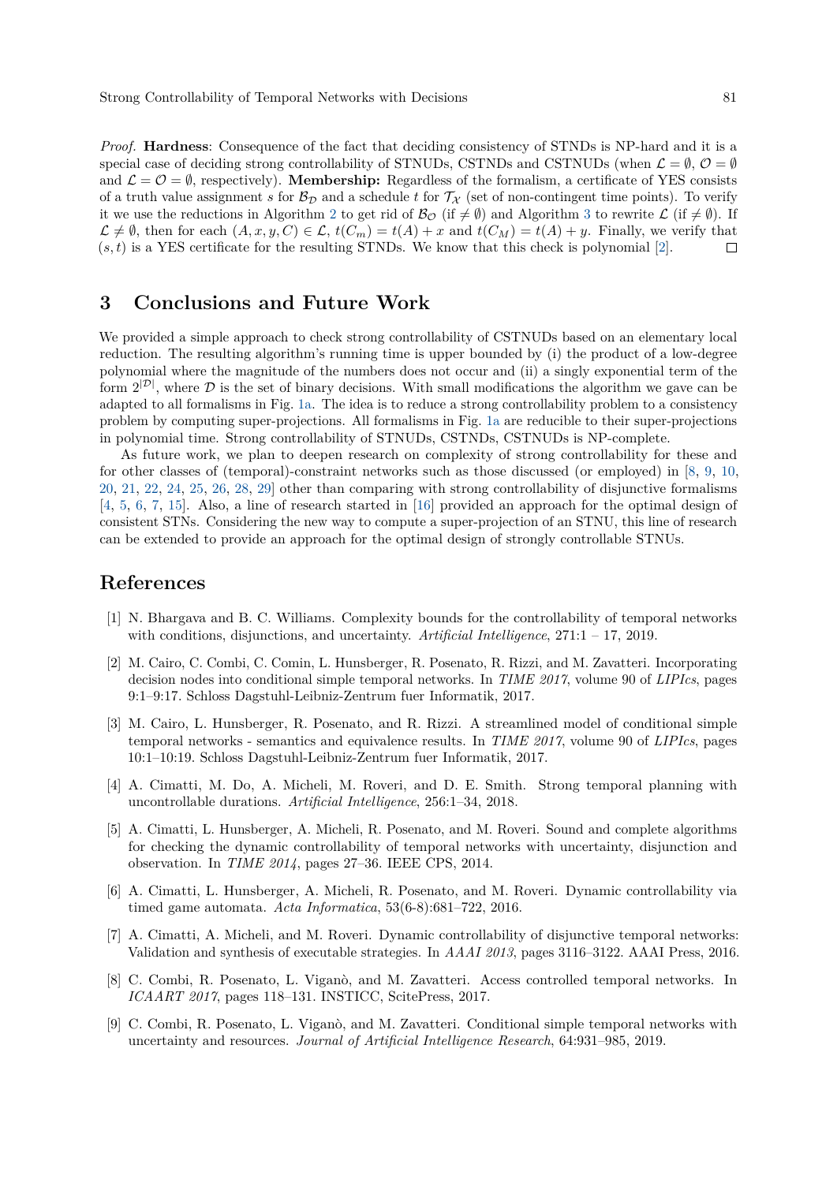*Proof.* **Hardness**: Consequence of the fact that deciding consistency of STNDs is NP-hard and it is a special case of deciding strong controllability of STNUDs, CSTNDs and CSTNUDs (when $\mathcal{L} = \emptyset$, $\mathcal{O} = \emptyset$ and $\mathcal{L} = \mathcal{O} = \emptyset$, respectively). **Membership:** Regardless of the formalism, a certificate of YES consists of a truth value assignment $s$ for $\mathcal{B}_\mathcal{D}$ and a schedule $t$ for $\mathcal{T}_\mathcal{X}$ (set of non-contingent time points). To verify it we use the reductions in Algorithm 2 to get rid of $\mathcal{B}_\mathcal{O}$ (if $\neq \emptyset$) and Algorithm 3 to rewrite $\mathcal{L}$ (if $\neq \emptyset$). If $\mathcal{L} \neq \emptyset$, then for each $(A, x, y, C) \in \mathcal{L}$, $t(C_m) = t(A) + x$ and $t(C_M) = t(A) + y$. Finally, we verify that $(s, t)$ is a YES certificate for the resulting STNDs. We know that this check is polynomial [2]. ◻

## 3 Conclusions and Future Work

We provided a simple approach to check strong controllability of CSTNUDs based on an elementary local reduction. The resulting algorithm's running time is upper bounded by (i) the product of a low-degree polynomial where the magnitude of the numbers does not occur and (ii) a singly exponential term of the form $2^{|\mathcal{D}|}$, where $\mathcal{D}$ is the set of binary decisions. With small modifications the algorithm we gave can be adapted to all formalisms in Fig. 1a. The idea is to reduce a strong controllability problem to a consistency problem by computing super-projections. All formalisms in Fig. 1a are reducible to their super-projections in polynomial time. Strong controllability of STNUDs, CSTNDs, CSTNUDs is NP-complete.

As future work, we plan to deepen research on complexity of strong controllability for these and for other classes of (temporal)-constraint networks such as those discussed (or employed) in [8, 9, 10, 20, 21, 22, 24, 25, 26, 28, 29] other than comparing with strong controllability of disjunctive formalisms [4, 5, 6, 7, 15]. Also, a line of research started in [16] provided an approach for the optimal design of consistent STNs. Considering the new way to compute a super-projection of an STNU, this line of research can be extended to provide an approach for the optimal design of strongly controllable STNUs.

## References

[1] N. Bhargava and B. C. Williams. Complexity bounds for the controllability of temporal networks with conditions, disjunctions, and uncertainty. *Artificial Intelligence*, 271:1 – 17, 2019.

[2] M. Cairo, C. Combi, C. Comin, L. Hunsberger, R. Posenato, R. Rizzi, and M. Zavatteri. Incorporating decision nodes into conditional simple temporal networks. In *TIME 2017*, volume 90 of *LIPIcs*, pages 9:1–9:17. Schloss Dagstuhl-Leibniz-Zentrum fuer Informatik, 2017.

[3] M. Cairo, L. Hunsberger, R. Posenato, and R. Rizzi. A streamlined model of conditional simple temporal networks - semantics and equivalence results. In *TIME 2017*, volume 90 of *LIPIcs*, pages 10:1–10:19. Schloss Dagstuhl-Leibniz-Zentrum fuer Informatik, 2017.

[4] A. Cimatti, M. Do, A. Micheli, M. Roveri, and D. E. Smith. Strong temporal planning with uncontrollable durations. *Artificial Intelligence*, 256:1–34, 2018.

[5] A. Cimatti, L. Hunsberger, A. Micheli, R. Posenato, and M. Roveri. Sound and complete algorithms for checking the dynamic controllability of temporal networks with uncertainty, disjunction and observation. In *TIME 2014*, pages 27–36. IEEE CPS, 2014.

[6] A. Cimatti, L. Hunsberger, A. Micheli, R. Posenato, and M. Roveri. Dynamic controllability via timed game automata. *Acta Informatica*, 53(6-8):681–722, 2016.

[7] A. Cimatti, A. Micheli, and M. Roveri. Dynamic controllability of disjunctive temporal networks: Validation and synthesis of executable strategies. In *AAAI 2013*, pages 3116–3122. AAAI Press, 2016.

[8] C. Combi, R. Posenato, L. Viganò, and M. Zavatteri. Access controlled temporal networks. In *ICAART 2017*, pages 118–131. INSTICC, ScitePress, 2017.

[9] C. Combi, R. Posenato, L. Viganò, and M. Zavatteri. Conditional simple temporal networks with uncertainty and resources. *Journal of Artificial Intelligence Research*, 64:931–985, 2019.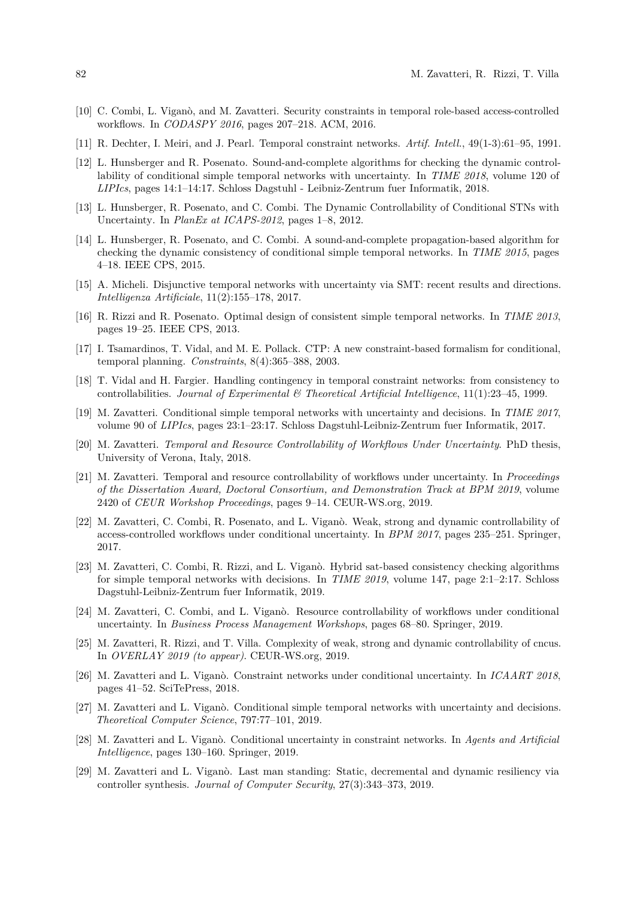[10] C. Combi, L. Viganò, and M. Zavatteri. Security constraints in temporal role-based access-controlled workflows. In *CODASPY 2016*, pages 207–218. ACM, 2016.

[11] R. Dechter, I. Meiri, and J. Pearl. Temporal constraint networks. *Artif. Intell.*, 49(1-3):61–95, 1991.

[12] L. Hunsberger and R. Posenato. Sound-and-complete algorithms for checking the dynamic controllability of conditional simple temporal networks with uncertainty. In *TIME 2018*, volume 120 of *LIPIcs*, pages 14:1–14:17. Schloss Dagstuhl - Leibniz-Zentrum fuer Informatik, 2018.

[13] L. Hunsberger, R. Posenato, and C. Combi. The Dynamic Controllability of Conditional STNs with Uncertainty. In *PlanEx at ICAPS-2012*, pages 1–8, 2012.

[14] L. Hunsberger, R. Posenato, and C. Combi. A sound-and-complete propagation-based algorithm for checking the dynamic consistency of conditional simple temporal networks. In *TIME 2015*, pages 4–18. IEEE CPS, 2015.

[15] A. Micheli. Disjunctive temporal networks with uncertainty via SMT: recent results and directions. *Intelligenza Artificiale*, 11(2):155–178, 2017.

[16] R. Rizzi and R. Posenato. Optimal design of consistent simple temporal networks. In *TIME 2013*, pages 19–25. IEEE CPS, 2013.

[17] I. Tsamardinos, T. Vidal, and M. E. Pollack. CTP: A new constraint-based formalism for conditional, temporal planning. *Constraints*, 8(4):365–388, 2003.

[18] T. Vidal and H. Fargier. Handling contingency in temporal constraint networks: from consistency to controllabilities. *Journal of Experimental & Theoretical Artificial Intelligence*, 11(1):23–45, 1999.

[19] M. Zavatteri. Conditional simple temporal networks with uncertainty and decisions. In *TIME 2017*, volume 90 of *LIPIcs*, pages 23:1–23:17. Schloss Dagstuhl-Leibniz-Zentrum fuer Informatik, 2017.

[20] M. Zavatteri. *Temporal and Resource Controllability of Workflows Under Uncertainty*. PhD thesis, University of Verona, Italy, 2018.

[21] M. Zavatteri. Temporal and resource controllability of workflows under uncertainty. In *Proceedings of the Dissertation Award, Doctoral Consortium, and Demonstration Track at BPM 2019*, volume 2420 of *CEUR Workshop Proceedings*, pages 9–14. CEUR-WS.org, 2019.

[22] M. Zavatteri, C. Combi, R. Posenato, and L. Viganò. Weak, strong and dynamic controllability of access-controlled workflows under conditional uncertainty. In *BPM 2017*, pages 235–251. Springer, 2017.

[23] M. Zavatteri, C. Combi, R. Rizzi, and L. Viganò. Hybrid sat-based consistency checking algorithms for simple temporal networks with decisions. In *TIME 2019*, volume 147, page 2:1–2:17. Schloss Dagstuhl-Leibniz-Zentrum fuer Informatik, 2019.

[24] M. Zavatteri, C. Combi, and L. Viganò. Resource controllability of workflows under conditional uncertainty. In *Business Process Management Workshops*, pages 68–80. Springer, 2019.

[25] M. Zavatteri, R. Rizzi, and T. Villa. Complexity of weak, strong and dynamic controllability of cncus. In *OVERLAY 2019 (to appear)*. CEUR-WS.org, 2019.

[26] M. Zavatteri and L. Viganò. Constraint networks under conditional uncertainty. In *ICAART 2018*, pages 41–52. SciTePress, 2018.

[27] M. Zavatteri and L. Viganò. Conditional simple temporal networks with uncertainty and decisions. *Theoretical Computer Science*, 797:77–101, 2019.

[28] M. Zavatteri and L. Viganò. Conditional uncertainty in constraint networks. In *Agents and Artificial Intelligence*, pages 130–160. Springer, 2019.

[29] M. Zavatteri and L. Viganò. Last man standing: Static, decremental and dynamic resiliency via controller synthesis. *Journal of Computer Security*, 27(3):343–373, 2019.